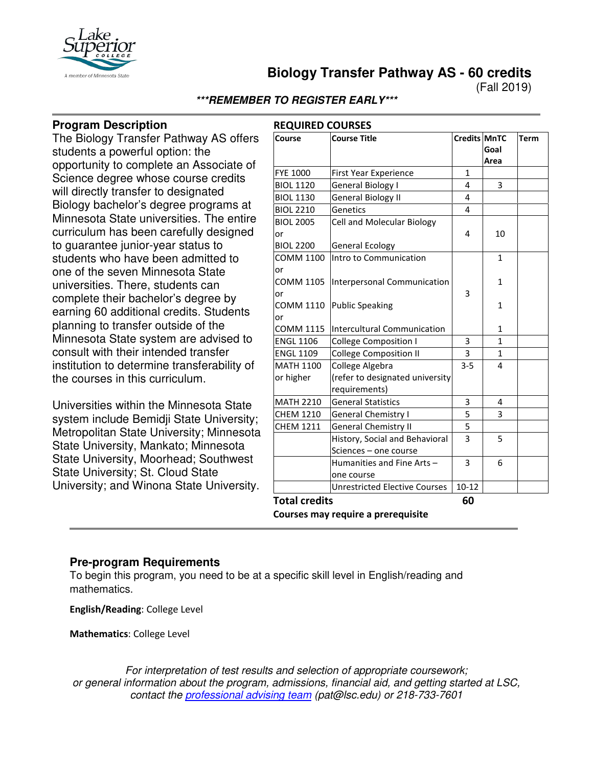# Biology Transfer Pathway AS - 60 credits

(Fall 2019)

***REMEMBER TO REGISTER EARLY***

## Program Description

The Biology Transfer Pathway AS offers students a powerful option: the opportunity to complete an Associate of Science degree whose course credits will directly transfer to designated Biology bachelor's degree programs at Minnesota State universities. The entire curriculum has been carefully designed to guarantee junior-year status to students who have been admitted to one of the seven Minnesota State universities. There, students can complete their bachelor's degree by earning 60 additional credits. Students planning to transfer outside of the Minnesota State system are advised to consult with their intended transfer institution to determine transferability of the courses in this curriculum.

Universities within the Minnesota State system include Bemidji State University; Metropolitan State University; Minnesota State University, Mankato; Minnesota State University, Moorhead; Southwest State University; St. Cloud State University; and Winona State University.

## REQUIRED COURSES

| Course | Course Title | Credits | MnTC Goal Area | Term |
|---|---|---|---|---|
| FYE 1000 | First Year Experience | 1 | | |
| BIOL 1120 | General Biology I | 4 | 3 | |
| BIOL 1130 | General Biology II | 4 | | |
| BIOL 2210 | Genetics | 4 | | |
| BIOL 2005 or BIOL 2200 | Cell and Molecular Biology / General Ecology | 4 | 10 | |
| COMM 1100 or COMM 1105 or COMM 1110 or COMM 1115 | Intro to Communication / Interpersonal Communication / Public Speaking / Intercultural Communication | 3 | 1 / 1 / 1 / 1 | |
| ENGL 1106 | College Composition I | 3 | 1 | |
| ENGL 1109 | College Composition II | 3 | 1 | |
| MATH 1100 or higher | College Algebra (refer to designated university requirements) | 3-5 | 4 | |
| MATH 2210 | General Statistics | 3 | 4 | |
| CHEM 1210 | General Chemistry I | 5 | 3 | |
| CHEM 1211 | General Chemistry II | 5 | | |
| | History, Social and Behavioral Sciences – one course | 3 | 5 | |
| | Humanities and Fine Arts – one course | 3 | 6 | |
| | Unrestricted Elective Courses | 10-12 | | |
| **Total credits** | | **60** | | |

**Courses may require a prerequisite**

## Pre-program Requirements

To begin this program, you need to be at a specific skill level in English/reading and mathematics.

**English/Reading**: College Level

**Mathematics**: College Level

*For interpretation of test results and selection of appropriate coursework; or general information about the program, admissions, financial aid, and getting started at LSC, contact the professional advising team (pat@lsc.edu) or 218-733-7601*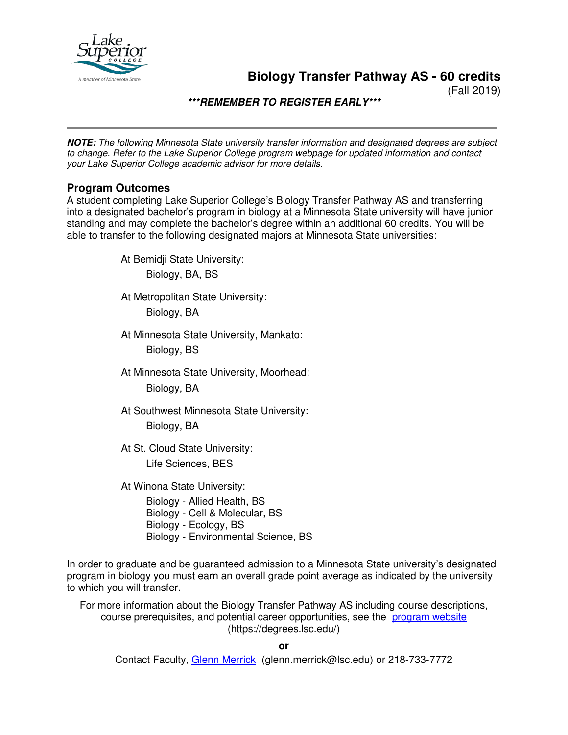# Biology Transfer Pathway AS - 60 credits

(Fall 2019)

***REMEMBER TO REGISTER EARLY***

***NOTE:*** *The following Minnesota State university transfer information and designated degrees are subject to change. Refer to the Lake Superior College program webpage for updated information and contact your Lake Superior College academic advisor for more details.*

## Program Outcomes

A student completing Lake Superior College's Biology Transfer Pathway AS and transferring into a designated bachelor's program in biology at a Minnesota State university will have junior standing and may complete the bachelor's degree within an additional 60 credits. You will be able to transfer to the following designated majors at Minnesota State universities:

- At Bemidji State University:
  - Biology, BA, BS
- At Metropolitan State University:
  - Biology, BA
- At Minnesota State University, Mankato:
  - Biology, BS
- At Minnesota State University, Moorhead:
  - Biology, BA
- At Southwest Minnesota State University:
  - Biology, BA
- At St. Cloud State University:
  - Life Sciences, BES
- At Winona State University:
  - Biology - Allied Health, BS
  - Biology - Cell & Molecular, BS
  - Biology - Ecology, BS
  - Biology - Environmental Science, BS

In order to graduate and be guaranteed admission to a Minnesota State university's designated program in biology you must earn an overall grade point average as indicated by the university to which you will transfer.

For more information about the Biology Transfer Pathway AS including course descriptions, course prerequisites, and potential career opportunities, see the [program website](https://degrees.lsc.edu/) (https://degrees.lsc.edu/)

**or**

Contact Faculty, [Glenn Merrick](mailto:glenn.merrick@lsc.edu) (glenn.merrick@lsc.edu) or 218-733-7772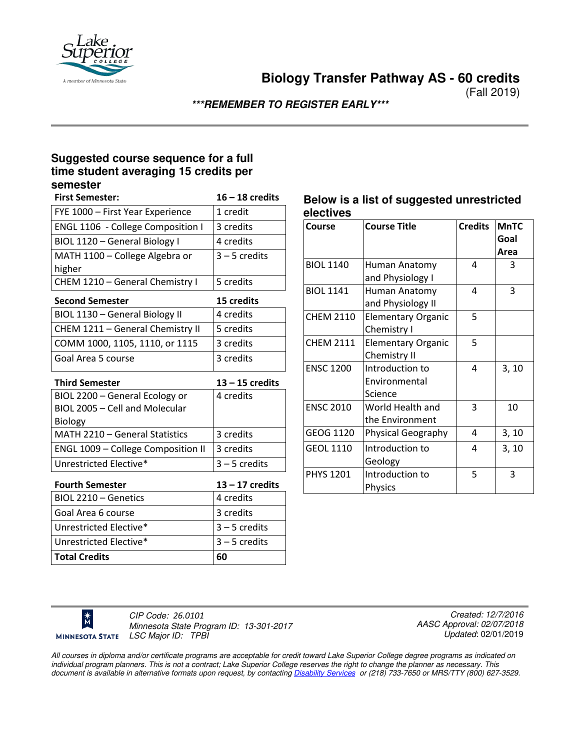# Biology Transfer Pathway AS - 60 credits

(Fall 2019)

***REMEMBER TO REGISTER EARLY***

## Suggested course sequence for a full time student averaging 15 credits per semester

| First Semester: | 16 – 18 credits |
|---|---|
| FYE 1000 – First Year Experience | 1 credit |
| ENGL 1106 - College Composition I | 3 credits |
| BIOL 1120 – General Biology I | 4 credits |
| MATH 1100 – College Algebra or higher | 3 – 5 credits |
| CHEM 1210 – General Chemistry I | 5 credits |

| Second Semester | 15 credits |
|---|---|
| BIOL 1130 – General Biology II | 4 credits |
| CHEM 1211 – General Chemistry II | 5 credits |
| COMM 1000, 1105, 1110, or 1115 | 3 credits |
| Goal Area 5 course | 3 credits |

| Third Semester | 13 – 15 credits |
|---|---|
| BIOL 2200 – General Ecology or BIOL 2005 – Cell and Molecular Biology | 4 credits |
| MATH 2210 – General Statistics | 3 credits |
| ENGL 1009 – College Composition II | 3 credits |
| Unrestricted Elective* | 3 – 5 credits |

| Fourth Semester | 13 – 17 credits |
|---|---|
| BIOL 2210 – Genetics | 4 credits |
| Goal Area 6 course | 3 credits |
| Unrestricted Elective* | 3 – 5 credits |
| Unrestricted Elective* | 3 – 5 credits |
| **Total Credits** | **60** |

## Below is a list of suggested unrestricted electives

| Course | Course Title | Credits | MnTC Goal Area |
|---|---|---|---|
| BIOL 1140 | Human Anatomy and Physiology I | 4 | 3 |
| BIOL 1141 | Human Anatomy and Physiology II | 4 | 3 |
| CHEM 2110 | Elementary Organic Chemistry I | 5 | |
| CHEM 2111 | Elementary Organic Chemistry II | 5 | |
| ENSC 1200 | Introduction to Environmental Science | 4 | 3, 10 |
| ENSC 2010 | World Health and the Environment | 3 | 10 |
| GEOG 1120 | Physical Geography | 4 | 3, 10 |
| GEOL 1110 | Introduction to Geology | 4 | 3, 10 |
| PHYS 1201 | Introduction to Physics | 5 | 3 |

*CIP Code: 26.0101*
*Minnesota State Program ID: 13-301-2017*
*LSC Major ID: TPBI*

*Created: 12/7/2016*
*AASC Approval: 02/07/2018*
*Updated:* 02/01/2019

*All courses in diploma and/or certificate programs are acceptable for credit toward Lake Superior College degree programs as indicated on individual program planners. This is not a contract; Lake Superior College reserves the right to change the planner as necessary. This document is available in alternative formats upon request, by contacting Disability Services or (218) 733-7650 or MRS/TTY (800) 627-3529.*